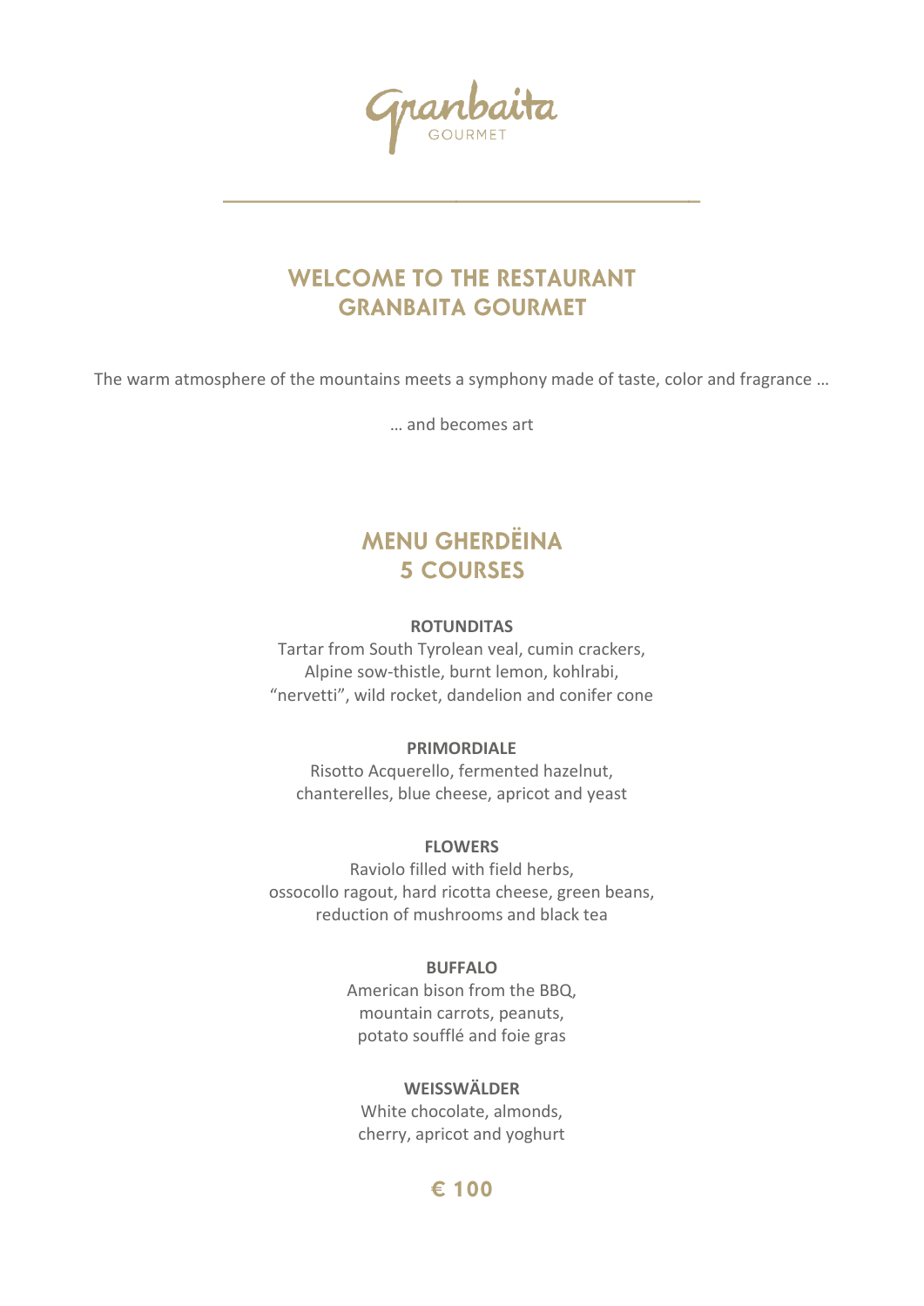Granbaita
GOURMET

# WELCOME TO THE RESTAURANT GRANBAITA GOURMET

The warm atmosphere of the mountains meets a symphony made of taste, color and fragrance …

… and becomes art

## MENU GHERDËINA
## 5 COURSES

**ROTUNDITAS**
Tartar from South Tyrolean veal, cumin crackers,
Alpine sow-thistle, burnt lemon, kohlrabi,
“nervetti”, wild rocket, dandelion and conifer cone

**PRIMORDIALE**
Risotto Acquerello, fermented hazelnut,
chanterelles, blue cheese, apricot and yeast

**FLOWERS**
Raviolo filled with field herbs,
ossocollo ragout, hard ricotta cheese, green beans,
reduction of mushrooms and black tea

**BUFFALO**
American bison from the BBQ,
mountain carrots, peanuts,
potato soufflé and foie gras

**WEISSWÄLDER**
White chocolate, almonds,
cherry, apricot and yoghurt

**€ 100**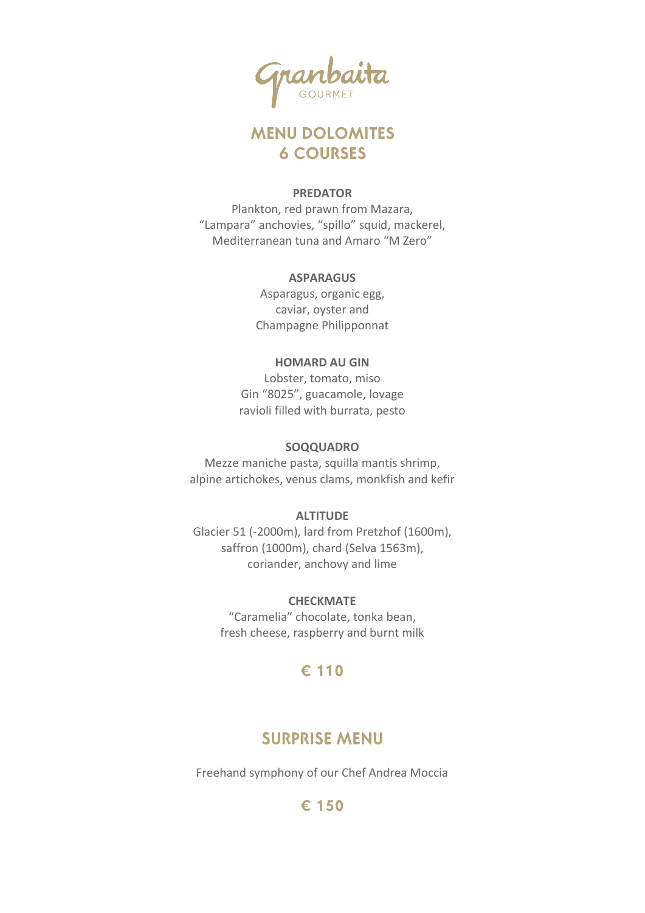# Granbaita
GOURMET

## MENU DOLOMITES
## 6 COURSES

**PREDATOR**
Plankton, red prawn from Mazara,
“Lampara” anchovies, “spillo” squid, mackerel,
Mediterranean tuna and Amaro “M Zero”

**ASPARAGUS**
Asparagus, organic egg,
caviar, oyster and
Champagne Philipponnat

**HOMARD AU GIN**
Lobster, tomato, miso
Gin “8025”, guacamole, lovage
ravioli filled with burrata, pesto

**SOQQUADRO**
Mezze maniche pasta, squilla mantis shrimp,
alpine artichokes, venus clams, monkfish and kefir

**ALTITUDE**
Glacier 51 (-2000m), lard from Pretzhof (1600m),
saffron (1000m), chard (Selva 1563m),
coriander, anchovy and lime

**CHECKMATE**
“Caramelia” chocolate, tonka bean,
fresh cheese, raspberry and burnt milk

**€ 110**

## SURPRISE MENU

Freehand symphony of our Chef Andrea Moccia

**€ 150**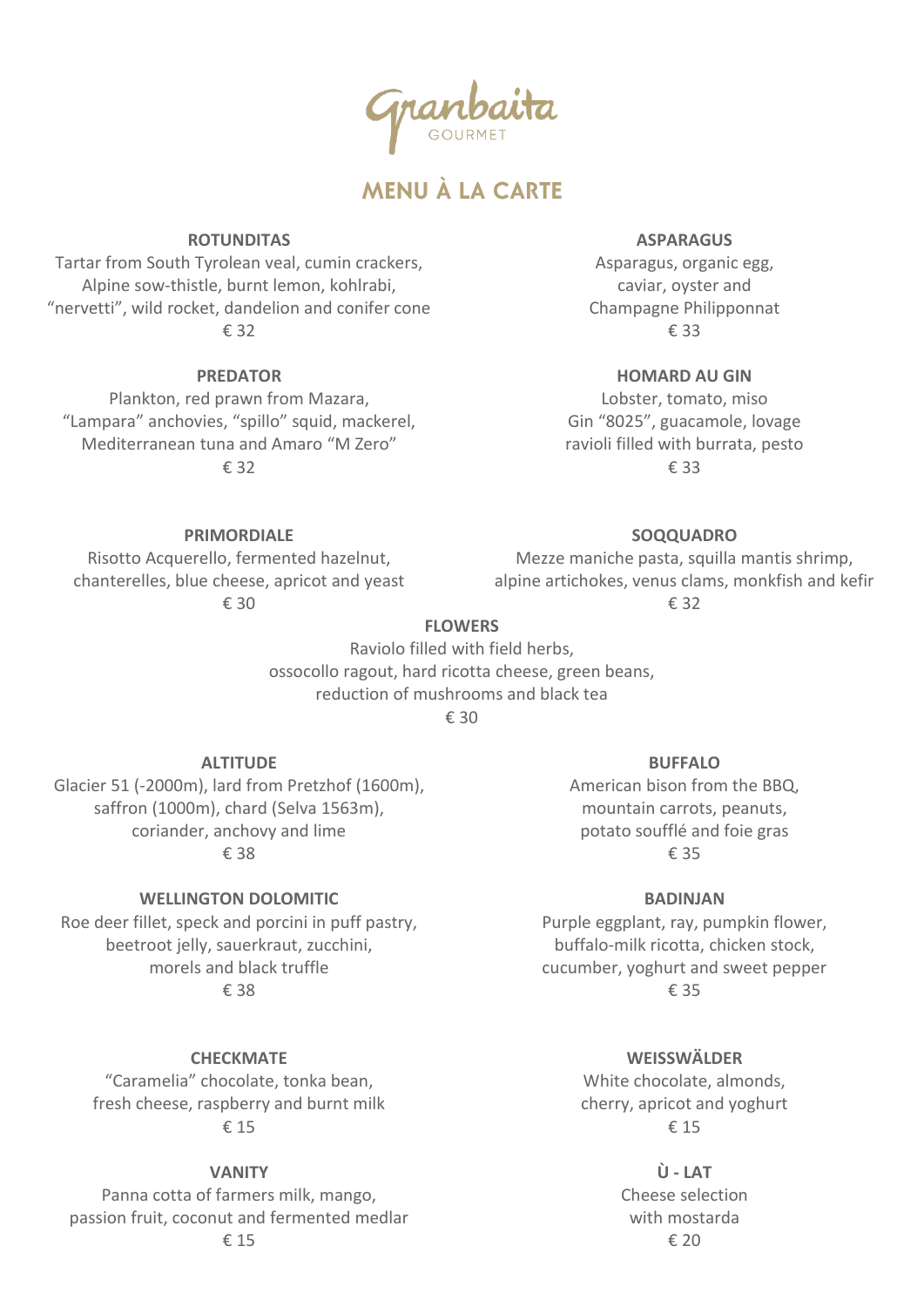# Granbaita
GOURMET

## MENU À LA CARTE

### ROTUNDITAS
Tartar from South Tyrolean veal, cumin crackers, Alpine sow-thistle, burnt lemon, kohlrabi, “nervetti”, wild rocket, dandelion and conifer cone
€ 32

### ASPARAGUS
Asparagus, organic egg, caviar, oyster and Champagne Philipponnat
€ 33

### PREDATOR
Plankton, red prawn from Mazara, “Lampara” anchovies, “spillo” squid, mackerel, Mediterranean tuna and Amaro “M Zero”
€ 32

### HOMARD AU GIN
Lobster, tomato, miso Gin “8025”, guacamole, lovage ravioli filled with burrata, pesto
€ 33

### PRIMORDIALE
Risotto Acquerello, fermented hazelnut, chanterelles, blue cheese, apricot and yeast
€ 30

### SOQQUADRO
Mezze maniche pasta, squilla mantis shrimp, alpine artichokes, venus clams, monkfish and kefir
€ 32

### FLOWERS
Raviolo filled with field herbs, ossocollo ragout, hard ricotta cheese, green beans, reduction of mushrooms and black tea
€ 30

### ALTITUDE
Glacier 51 (-2000m), lard from Pretzhof (1600m), saffron (1000m), chard (Selva 1563m), coriander, anchovy and lime
€ 38

### BUFFALO
American bison from the BBQ, mountain carrots, peanuts, potato soufflé and foie gras
€ 35

### WELLINGTON DOLOMITIC
Roe deer fillet, speck and porcini in puff pastry, beetroot jelly, sauerkraut, zucchini, morels and black truffle
€ 38

### BADINJAN
Purple eggplant, ray, pumpkin flower, buffalo-milk ricotta, chicken stock, cucumber, yoghurt and sweet pepper
€ 35

### CHECKMATE
“Caramelia” chocolate, tonka bean, fresh cheese, raspberry and burnt milk
€ 15

### WEISSWÄLDER
White chocolate, almonds, cherry, apricot and yoghurt
€ 15

### VANITY
Panna cotta of farmers milk, mango, passion fruit, coconut and fermented medlar
€ 15

### Ù - LAT
Cheese selection with mostarda
€ 20